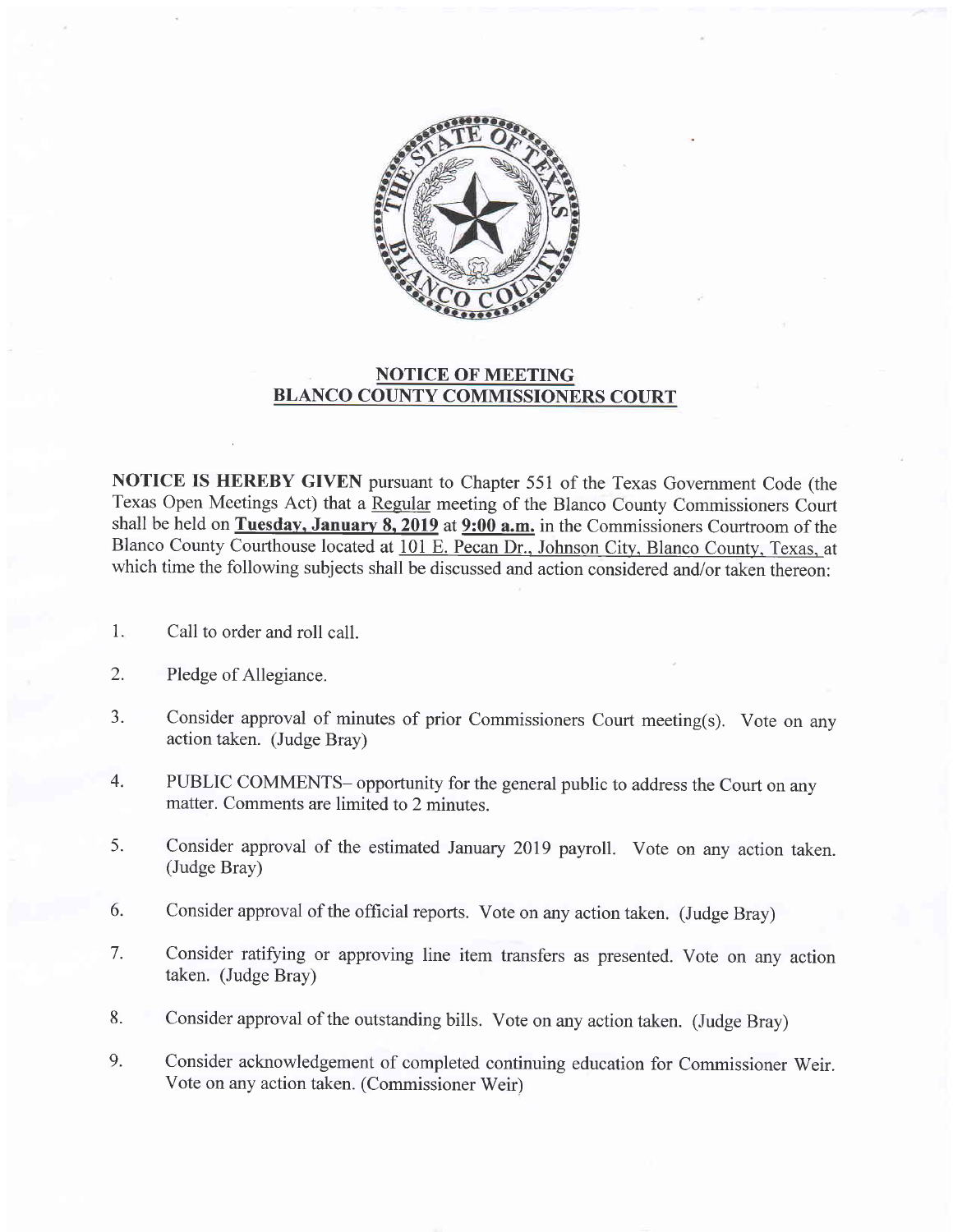## NOTICE OF MEETING
## BLANCO COUNTY COMMISSIONERS COURT

**NOTICE IS HEREBY GIVEN** pursuant to Chapter 551 of the Texas Government Code (the Texas Open Meetings Act) that a Regular meeting of the Blanco County Commissioners Court shall be held on **Tuesday, January 8, 2019** at **9:00 a.m.** in the Commissioners Courtroom of the Blanco County Courthouse located at 101 E. Pecan Dr., Johnson City, Blanco County, Texas, at which time the following subjects shall be discussed and action considered and/or taken thereon:

1. Call to order and roll call.
2. Pledge of Allegiance.
3. Consider approval of minutes of prior Commissioners Court meeting(s). Vote on any action taken. (Judge Bray)
4. PUBLIC COMMENTS– opportunity for the general public to address the Court on any matter. Comments are limited to 2 minutes.
5. Consider approval of the estimated January 2019 payroll. Vote on any action taken. (Judge Bray)
6. Consider approval of the official reports. Vote on any action taken. (Judge Bray)
7. Consider ratifying or approving line item transfers as presented. Vote on any action taken. (Judge Bray)
8. Consider approval of the outstanding bills. Vote on any action taken. (Judge Bray)
9. Consider acknowledgement of completed continuing education for Commissioner Weir. Vote on any action taken. (Commissioner Weir)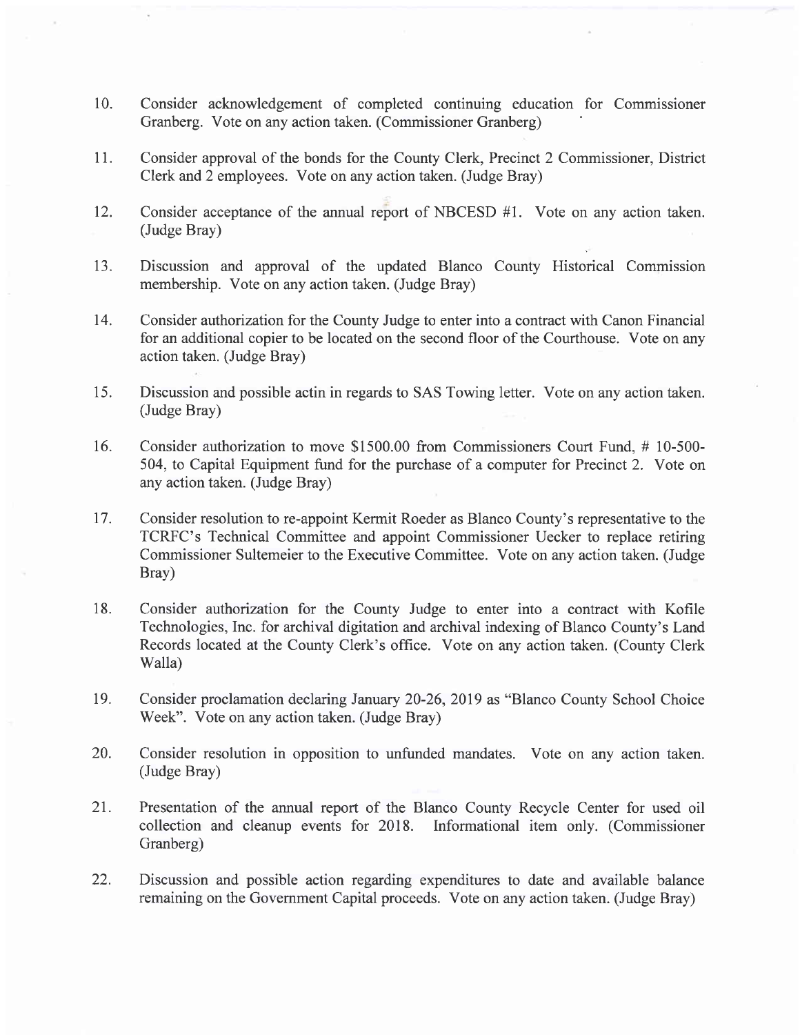10. Consider acknowledgement of completed continuing education for Commissioner Granberg. Vote on any action taken. (Commissioner Granberg)

11. Consider approval of the bonds for the County Clerk, Precinct 2 Commissioner, District Clerk and 2 employees. Vote on any action taken. (Judge Bray)

12. Consider acceptance of the annual report of NBCESD #1. Vote on any action taken. (Judge Bray)

13. Discussion and approval of the updated Blanco County Historical Commission membership. Vote on any action taken. (Judge Bray)

14. Consider authorization for the County Judge to enter into a contract with Canon Financial for an additional copier to be located on the second floor of the Courthouse. Vote on any action taken. (Judge Bray)

15. Discussion and possible actin in regards to SAS Towing letter. Vote on any action taken. (Judge Bray)

16. Consider authorization to move $1500.00 from Commissioners Court Fund, # 10-500-504, to Capital Equipment fund for the purchase of a computer for Precinct 2. Vote on any action taken. (Judge Bray)

17. Consider resolution to re-appoint Kermit Roeder as Blanco County's representative to the TCRFC's Technical Committee and appoint Commissioner Uecker to replace retiring Commissioner Sultemeier to the Executive Committee. Vote on any action taken. (Judge Bray)

18. Consider authorization for the County Judge to enter into a contract with Kofile Technologies, Inc. for archival digitation and archival indexing of Blanco County's Land Records located at the County Clerk's office. Vote on any action taken. (County Clerk Walla)

19. Consider proclamation declaring January 20-26, 2019 as "Blanco County School Choice Week". Vote on any action taken. (Judge Bray)

20. Consider resolution in opposition to unfunded mandates. Vote on any action taken. (Judge Bray)

21. Presentation of the annual report of the Blanco County Recycle Center for used oil collection and cleanup events for 2018. Informational item only. (Commissioner Granberg)

22. Discussion and possible action regarding expenditures to date and available balance remaining on the Government Capital proceeds. Vote on any action taken. (Judge Bray)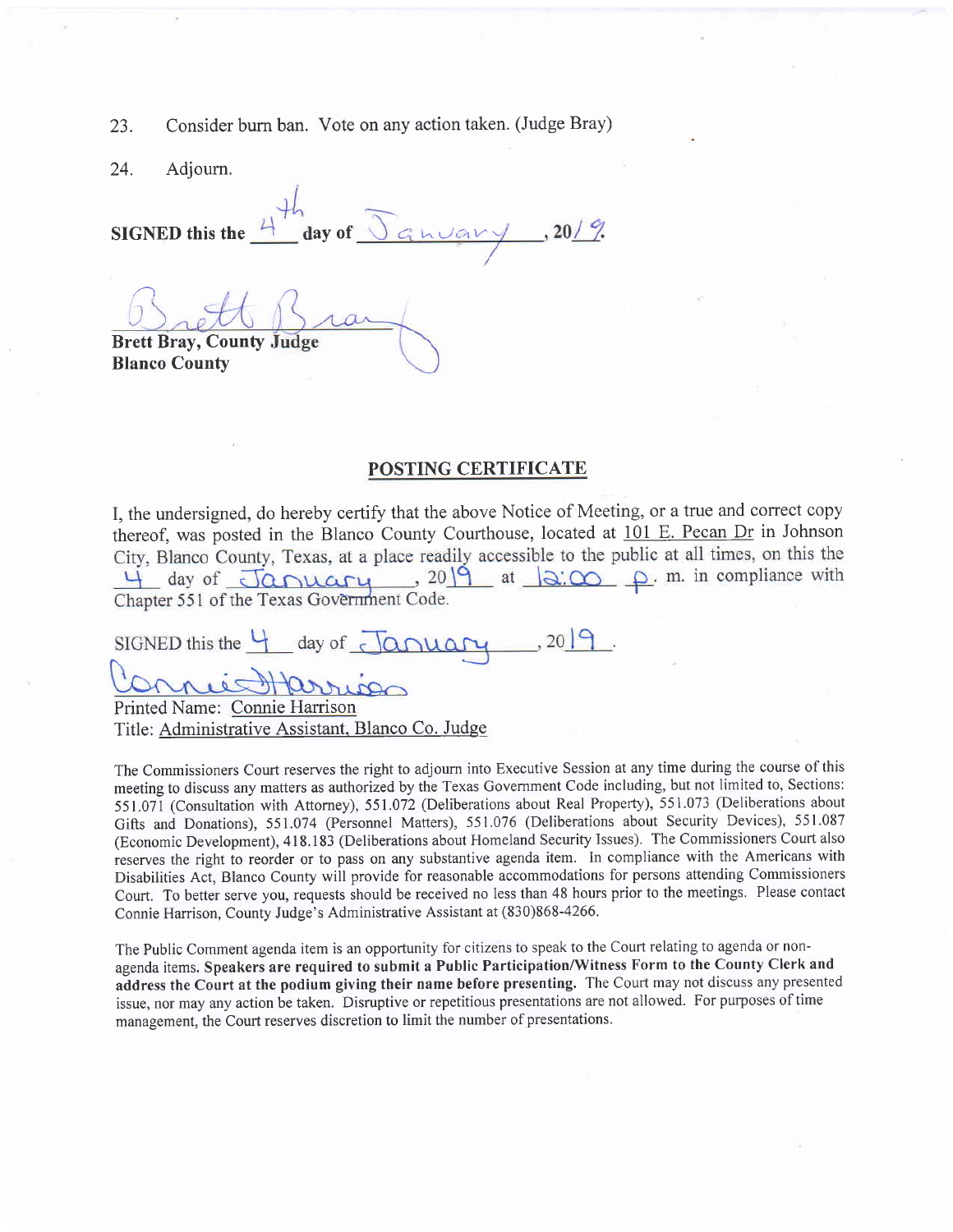23. Consider burn ban. Vote on any action taken. (Judge Bray)

24. Adjourn.

**SIGNED this the** 4th **day of** January **, 20**19.

Brett Bray

**Brett Bray, County Judge**
**Blanco County**

## POSTING CERTIFICATE

I, the undersigned, do hereby certify that the above Notice of Meeting, or a true and correct copy thereof, was posted in the Blanco County Courthouse, located at 101 E. Pecan Dr in Johnson City, Blanco County, Texas, at a place readily accessible to the public at all times, on this the 4 day of January, 2019 at 12:00 p. m. in compliance with Chapter 551 of the Texas Government Code.

SIGNED this the 4 day of January, 2019.

Connie Harrison

Printed Name: Connie Harrison
Title: Administrative Assistant, Blanco Co. Judge

The Commissioners Court reserves the right to adjourn into Executive Session at any time during the course of this meeting to discuss any matters as authorized by the Texas Government Code including, but not limited to, Sections: 551.071 (Consultation with Attorney), 551.072 (Deliberations about Real Property), 551.073 (Deliberations about Gifts and Donations), 551.074 (Personnel Matters), 551.076 (Deliberations about Security Devices), 551.087 (Economic Development), 418.183 (Deliberations about Homeland Security Issues). The Commissioners Court also reserves the right to reorder or to pass on any substantive agenda item. In compliance with the Americans with Disabilities Act, Blanco County will provide for reasonable accommodations for persons attending Commissioners Court. To better serve you, requests should be received no less than 48 hours prior to the meetings. Please contact Connie Harrison, County Judge's Administrative Assistant at (830)868-4266.

The Public Comment agenda item is an opportunity for citizens to speak to the Court relating to agenda or non-agenda items. **Speakers are required to submit a Public Participation/Witness Form to the County Clerk and address the Court at the podium giving their name before presenting.** The Court may not discuss any presented issue, nor may any action be taken. Disruptive or repetitious presentations are not allowed. For purposes of time management, the Court reserves discretion to limit the number of presentations.